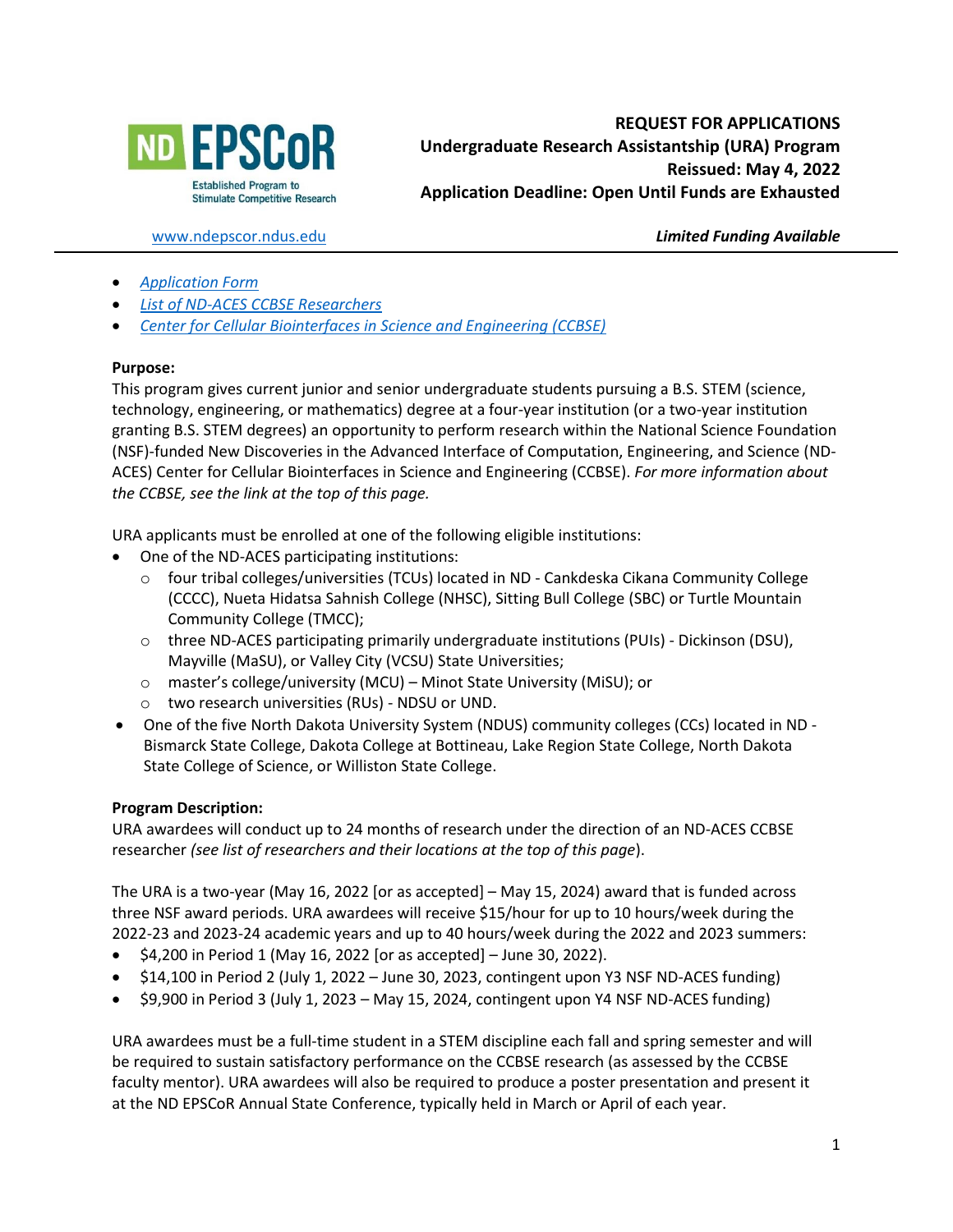**REQUEST FOR APPLICATIONS**
**Undergraduate Research Assistantship (URA) Program**
**Reissued: May 4, 2022**
**Application Deadline: Open Until Funds are Exhausted**

www.ndepscor.ndus.edu

***Limited Funding Available***

---

- *Application Form*
- *List of ND-ACES CCBSE Researchers*
- *Center for Cellular Biointerfaces in Science and Engineering (CCBSE)*

**Purpose:**
This program gives current junior and senior undergraduate students pursuing a B.S. STEM (science, technology, engineering, or mathematics) degree at a four-year institution (or a two-year institution granting B.S. STEM degrees) an opportunity to perform research within the National Science Foundation (NSF)-funded New Discoveries in the Advanced Interface of Computation, Engineering, and Science (ND-ACES) Center for Cellular Biointerfaces in Science and Engineering (CCBSE). *For more information about the CCBSE, see the link at the top of this page.*

URA applicants must be enrolled at one of the following eligible institutions:

- One of the ND-ACES participating institutions:
  - four tribal colleges/universities (TCUs) located in ND - Cankdeska Cikana Community College (CCCC), Nueta Hidatsa Sahnish College (NHSC), Sitting Bull College (SBC) or Turtle Mountain Community College (TMCC);
  - three ND-ACES participating primarily undergraduate institutions (PUIs) - Dickinson (DSU), Mayville (MaSU), or Valley City (VCSU) State Universities;
  - master's college/university (MCU) – Minot State University (MiSU); or
  - two research universities (RUs) - NDSU or UND.
- One of the five North Dakota University System (NDUS) community colleges (CCs) located in ND - Bismarck State College, Dakota College at Bottineau, Lake Region State College, North Dakota State College of Science, or Williston State College.

**Program Description:**
URA awardees will conduct up to 24 months of research under the direction of an ND-ACES CCBSE researcher *(see list of researchers and their locations at the top of this page)*.

The URA is a two-year (May 16, 2022 [or as accepted] – May 15, 2024) award that is funded across three NSF award periods. URA awardees will receive $15/hour for up to 10 hours/week during the 2022-23 and 2023-24 academic years and up to 40 hours/week during the 2022 and 2023 summers:

- $4,200 in Period 1 (May 16, 2022 [or as accepted] – June 30, 2022).
- $14,100 in Period 2 (July 1, 2022 – June 30, 2023, contingent upon Y3 NSF ND-ACES funding)
- $9,900 in Period 3 (July 1, 2023 – May 15, 2024, contingent upon Y4 NSF ND-ACES funding)

URA awardees must be a full-time student in a STEM discipline each fall and spring semester and will be required to sustain satisfactory performance on the CCBSE research (as assessed by the CCBSE faculty mentor). URA awardees will also be required to produce a poster presentation and present it at the ND EPSCoR Annual State Conference, typically held in March or April of each year.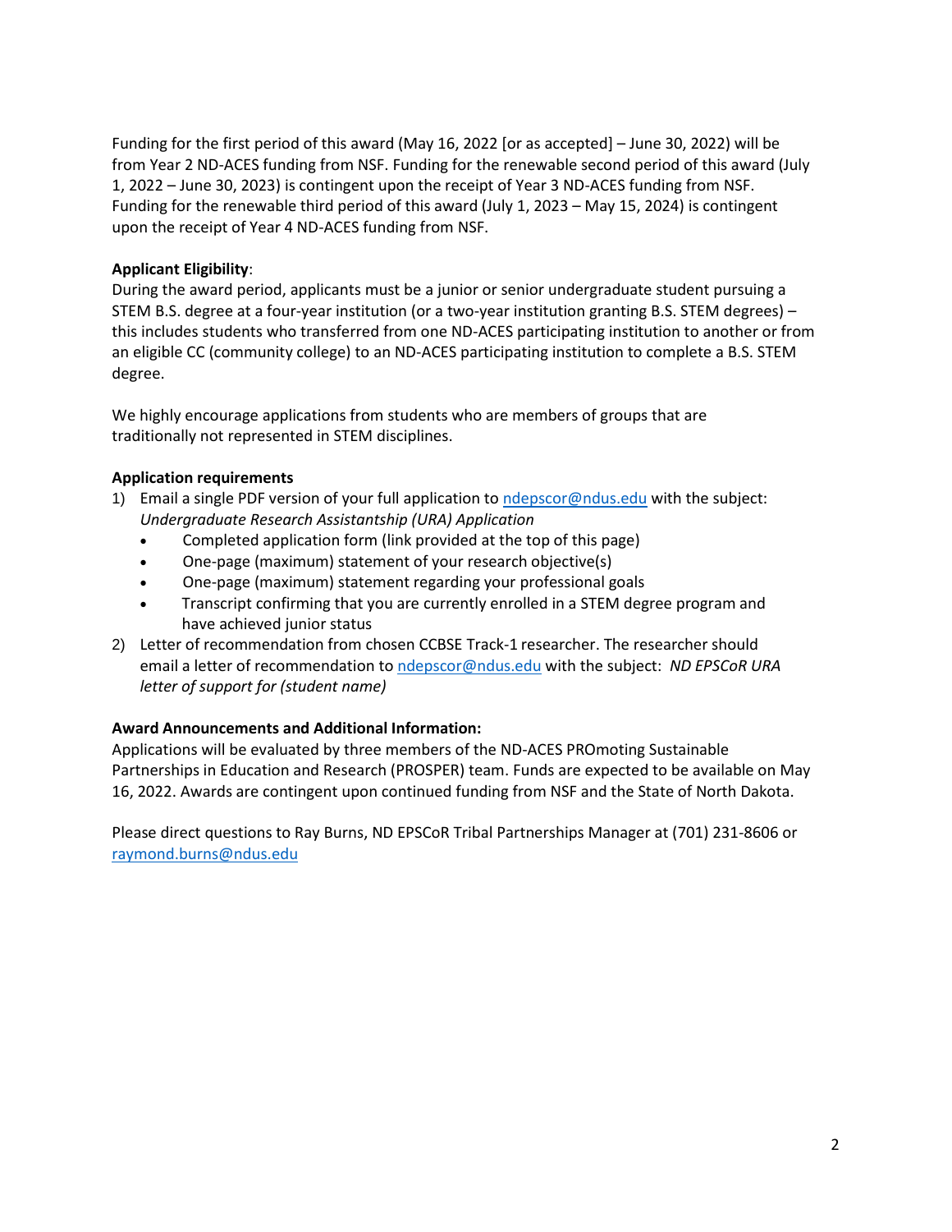Funding for the first period of this award (May 16, 2022 [or as accepted] – June 30, 2022) will be from Year 2 ND-ACES funding from NSF. Funding for the renewable second period of this award (July 1, 2022 – June 30, 2023) is contingent upon the receipt of Year 3 ND-ACES funding from NSF. Funding for the renewable third period of this award (July 1, 2023 – May 15, 2024) is contingent upon the receipt of Year 4 ND-ACES funding from NSF.

**Applicant Eligibility**:
During the award period, applicants must be a junior or senior undergraduate student pursuing a STEM B.S. degree at a four-year institution (or a two-year institution granting B.S. STEM degrees) – this includes students who transferred from one ND-ACES participating institution to another or from an eligible CC (community college) to an ND-ACES participating institution to complete a B.S. STEM degree.

We highly encourage applications from students who are members of groups that are traditionally not represented in STEM disciplines.

**Application requirements**

1) Email a single PDF version of your full application to ndepscor@ndus.edu with the subject: *Undergraduate Research Assistantship (URA) Application*
   - Completed application form (link provided at the top of this page)
   - One-page (maximum) statement of your research objective(s)
   - One-page (maximum) statement regarding your professional goals
   - Transcript confirming that you are currently enrolled in a STEM degree program and have achieved junior status
2) Letter of recommendation from chosen CCBSE Track-1 researcher. The researcher should email a letter of recommendation to ndepscor@ndus.edu with the subject: *ND EPSCoR URA letter of support for (student name)*

**Award Announcements and Additional Information:**
Applications will be evaluated by three members of the ND-ACES PROmoting Sustainable Partnerships in Education and Research (PROSPER) team. Funds are expected to be available on May 16, 2022. Awards are contingent upon continued funding from NSF and the State of North Dakota.

Please direct questions to Ray Burns, ND EPSCoR Tribal Partnerships Manager at (701) 231-8606 or raymond.burns@ndus.edu